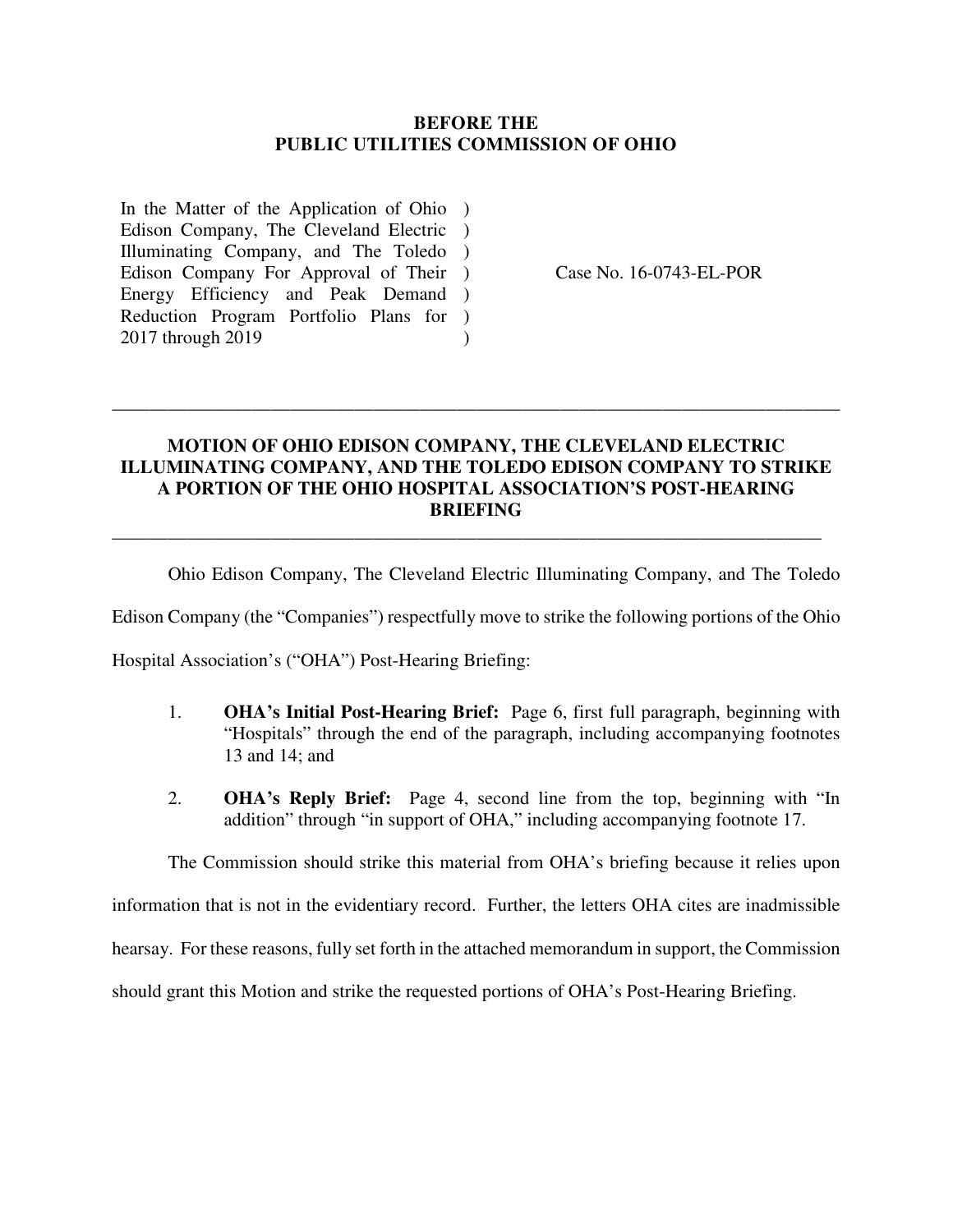**BEFORE THE**
**PUBLIC UTILITIES COMMISSION OF OHIO**

| | | |
|---|---|---|
| In the Matter of the Application of Ohio Edison Company, The Cleveland Electric Illuminating Company, and The Toledo Edison Company For Approval of Their Energy Efficiency and Peak Demand Reduction Program Portfolio Plans for 2017 through 2019 | ) ) ) ) ) ) ) | Case No. 16-0743-EL-POR |

---

**MOTION OF OHIO EDISON COMPANY, THE CLEVELAND ELECTRIC ILLUMINATING COMPANY, AND THE TOLEDO EDISON COMPANY TO STRIKE A PORTION OF THE OHIO HOSPITAL ASSOCIATION'S POST-HEARING BRIEFING**

---

Ohio Edison Company, The Cleveland Electric Illuminating Company, and The Toledo Edison Company (the "Companies") respectfully move to strike the following portions of the Ohio Hospital Association's ("OHA") Post-Hearing Briefing:

1. **OHA's Initial Post-Hearing Brief:** Page 6, first full paragraph, beginning with "Hospitals" through the end of the paragraph, including accompanying footnotes 13 and 14; and

2. **OHA's Reply Brief:** Page 4, second line from the top, beginning with "In addition" through "in support of OHA," including accompanying footnote 17.

The Commission should strike this material from OHA's briefing because it relies upon information that is not in the evidentiary record. Further, the letters OHA cites are inadmissible hearsay. For these reasons, fully set forth in the attached memorandum in support, the Commission should grant this Motion and strike the requested portions of OHA's Post-Hearing Briefing.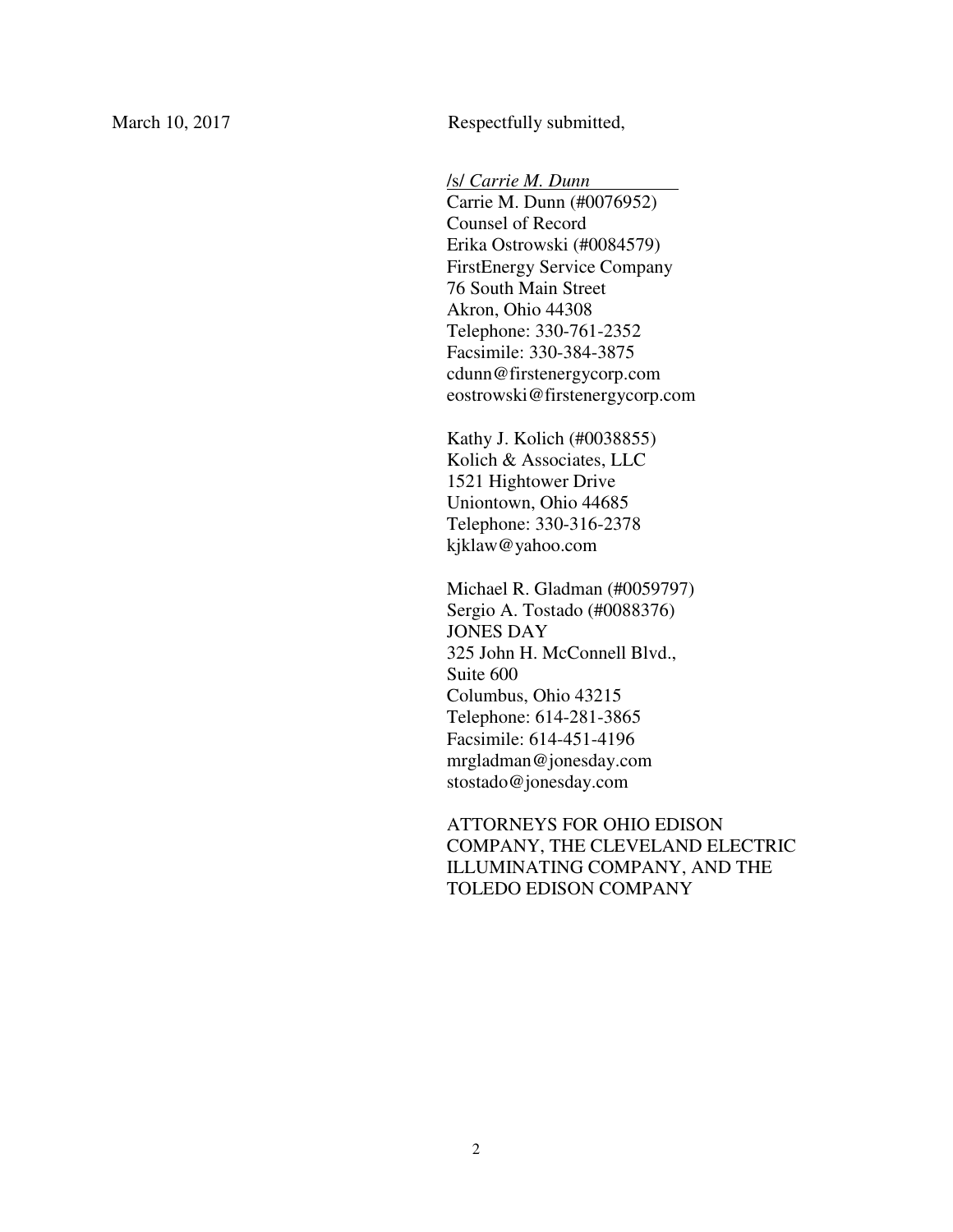March 10, 2017

Respectfully submitted,

/s/ *Carrie M. Dunn*

Carrie M. Dunn (#0076952)
Counsel of Record
Erika Ostrowski (#0084579)
FirstEnergy Service Company
76 South Main Street
Akron, Ohio 44308
Telephone: 330-761-2352
Facsimile: 330-384-3875
cdunn@firstenergycorp.com
eostrowski@firstenergycorp.com

Kathy J. Kolich (#0038855)
Kolich & Associates, LLC
1521 Hightower Drive
Uniontown, Ohio 44685
Telephone: 330-316-2378
kjklaw@yahoo.com

Michael R. Gladman (#0059797)
Sergio A. Tostado (#0088376)
JONES DAY
325 John H. McConnell Blvd.,
Suite 600
Columbus, Ohio 43215
Telephone: 614-281-3865
Facsimile: 614-451-4196
mrgladman@jonesday.com
stostado@jonesday.com

ATTORNEYS FOR OHIO EDISON COMPANY, THE CLEVELAND ELECTRIC ILLUMINATING COMPANY, AND THE TOLEDO EDISON COMPANY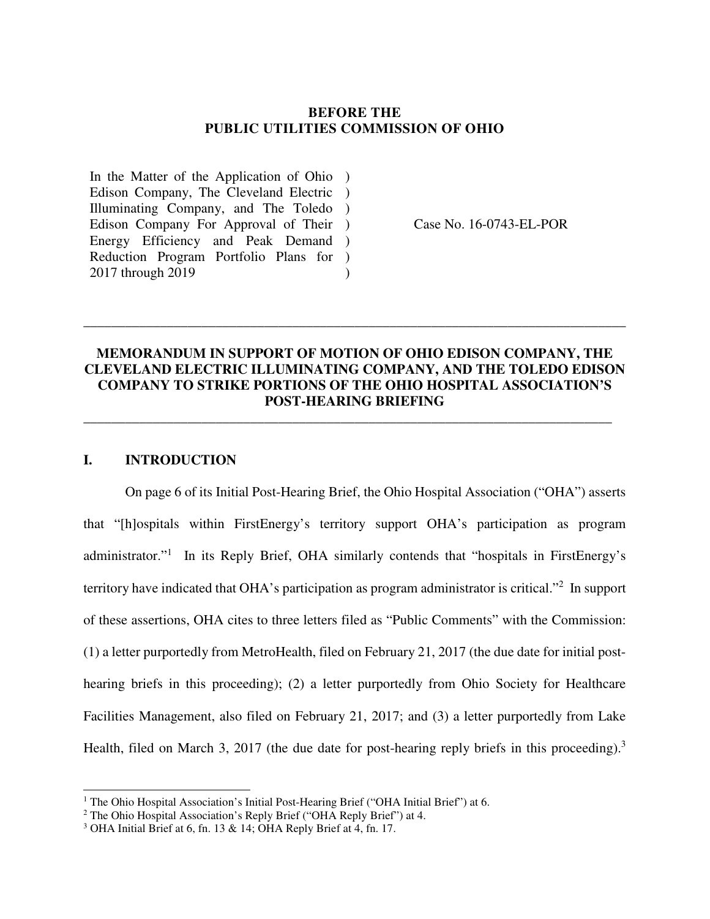**BEFORE THE**
**PUBLIC UTILITIES COMMISSION OF OHIO**

| | | |
|---|---|---|
| In the Matter of the Application of Ohio Edison Company, The Cleveland Electric Illuminating Company, and The Toledo Edison Company For Approval of Their Energy Efficiency and Peak Demand Reduction Program Portfolio Plans for 2017 through 2019 | ) ) ) ) ) ) ) | Case No. 16-0743-EL-POR |

---

## MEMORANDUM IN SUPPORT OF MOTION OF OHIO EDISON COMPANY, THE CLEVELAND ELECTRIC ILLUMINATING COMPANY, AND THE TOLEDO EDISON COMPANY TO STRIKE PORTIONS OF THE OHIO HOSPITAL ASSOCIATION'S POST-HEARING BRIEFING

---

### I. INTRODUCTION

On page 6 of its Initial Post-Hearing Brief, the Ohio Hospital Association ("OHA") asserts that "[h]ospitals within FirstEnergy's territory support OHA's participation as program administrator."[1] In its Reply Brief, OHA similarly contends that "hospitals in FirstEnergy's territory have indicated that OHA's participation as program administrator is critical."[2] In support of these assertions, OHA cites to three letters filed as "Public Comments" with the Commission: (1) a letter purportedly from MetroHealth, filed on February 21, 2017 (the due date for initial post-hearing briefs in this proceeding); (2) a letter purportedly from Ohio Society for Healthcare Facilities Management, also filed on February 21, 2017; and (3) a letter purportedly from Lake Health, filed on March 3, 2017 (the due date for post-hearing reply briefs in this proceeding).[3]

---

[1] The Ohio Hospital Association's Initial Post-Hearing Brief ("OHA Initial Brief") at 6.

[2] The Ohio Hospital Association's Reply Brief ("OHA Reply Brief") at 4.

[3] OHA Initial Brief at 6, fn. 13 & 14; OHA Reply Brief at 4, fn. 17.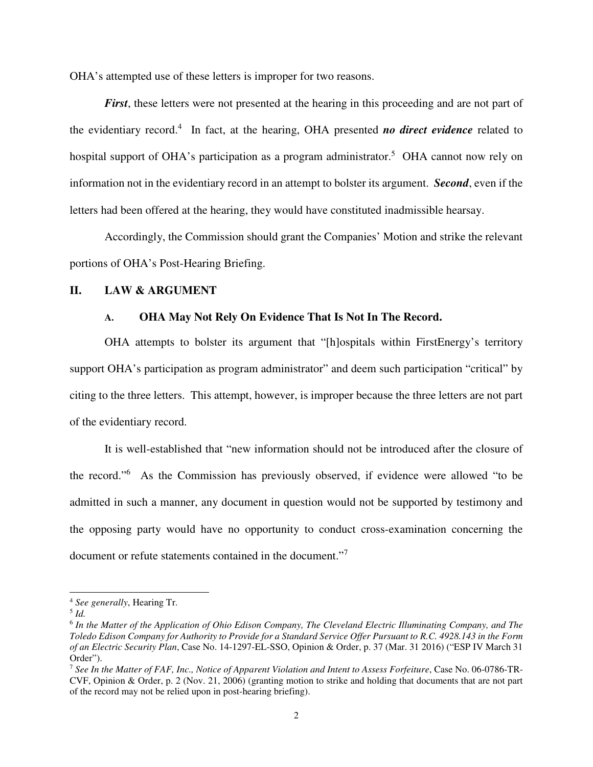OHA's attempted use of these letters is improper for two reasons.

***First***, these letters were not presented at the hearing in this proceeding and are not part of the evidentiary record.[4] In fact, at the hearing, OHA presented ***no direct evidence*** related to hospital support of OHA's participation as a program administrator.[5] OHA cannot now rely on information not in the evidentiary record in an attempt to bolster its argument. ***Second***, even if the letters had been offered at the hearing, they would have constituted inadmissible hearsay.

Accordingly, the Commission should grant the Companies' Motion and strike the relevant portions of OHA's Post-Hearing Briefing.

## II. LAW & ARGUMENT

### A. OHA May Not Rely On Evidence That Is Not In The Record.

OHA attempts to bolster its argument that "[h]ospitals within FirstEnergy's territory support OHA's participation as program administrator" and deem such participation "critical" by citing to the three letters. This attempt, however, is improper because the three letters are not part of the evidentiary record.

It is well-established that "new information should not be introduced after the closure of the record."[6] As the Commission has previously observed, if evidence were allowed "to be admitted in such a manner, any document in question would not be supported by testimony and the opposing party would have no opportunity to conduct cross-examination concerning the document or refute statements contained in the document."[7]

---

[4] *See generally*, Hearing Tr.

[5] *Id.*

[6] *In the Matter of the Application of Ohio Edison Company, The Cleveland Electric Illuminating Company, and The Toledo Edison Company for Authority to Provide for a Standard Service Offer Pursuant to R.C. 4928.143 in the Form of an Electric Security Plan*, Case No. 14-1297-EL-SSO, Opinion & Order, p. 37 (Mar. 31 2016) ("ESP IV March 31 Order").

[7] *See In the Matter of FAF, Inc., Notice of Apparent Violation and Intent to Assess Forfeiture*, Case No. 06-0786-TR-CVF, Opinion & Order, p. 2 (Nov. 21, 2006) (granting motion to strike and holding that documents that are not part of the record may not be relied upon in post-hearing briefing).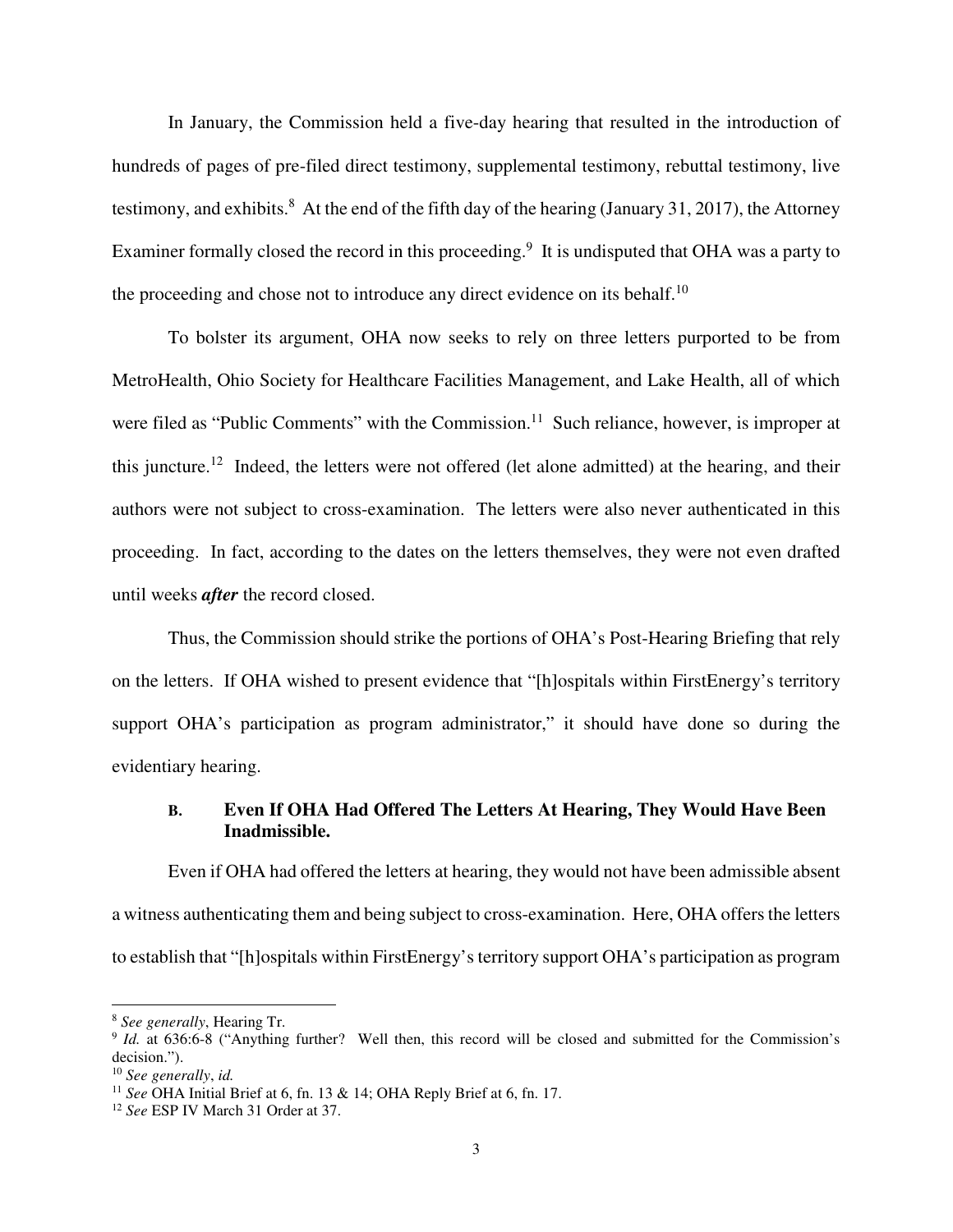In January, the Commission held a five-day hearing that resulted in the introduction of hundreds of pages of pre-filed direct testimony, supplemental testimony, rebuttal testimony, live testimony, and exhibits.[8] At the end of the fifth day of the hearing (January 31, 2017), the Attorney Examiner formally closed the record in this proceeding.[9] It is undisputed that OHA was a party to the proceeding and chose not to introduce any direct evidence on its behalf.[10]

To bolster its argument, OHA now seeks to rely on three letters purported to be from MetroHealth, Ohio Society for Healthcare Facilities Management, and Lake Health, all of which were filed as "Public Comments" with the Commission.[11] Such reliance, however, is improper at this juncture.[12] Indeed, the letters were not offered (let alone admitted) at the hearing, and their authors were not subject to cross-examination. The letters were also never authenticated in this proceeding. In fact, according to the dates on the letters themselves, they were not even drafted until weeks ***after*** the record closed.

Thus, the Commission should strike the portions of OHA's Post-Hearing Briefing that rely on the letters. If OHA wished to present evidence that "[h]ospitals within FirstEnergy's territory support OHA's participation as program administrator," it should have done so during the evidentiary hearing.

### B. Even If OHA Had Offered The Letters At Hearing, They Would Have Been Inadmissible.

Even if OHA had offered the letters at hearing, they would not have been admissible absent a witness authenticating them and being subject to cross-examination. Here, OHA offers the letters to establish that "[h]ospitals within FirstEnergy's territory support OHA's participation as program

---

[8] *See generally*, Hearing Tr.

[9] *Id.* at 636:6-8 ("Anything further? Well then, this record will be closed and submitted for the Commission's decision.").

[10] *See generally*, *id.*

[11] *See* OHA Initial Brief at 6, fn. 13 & 14; OHA Reply Brief at 6, fn. 17.

[12] *See* ESP IV March 31 Order at 37.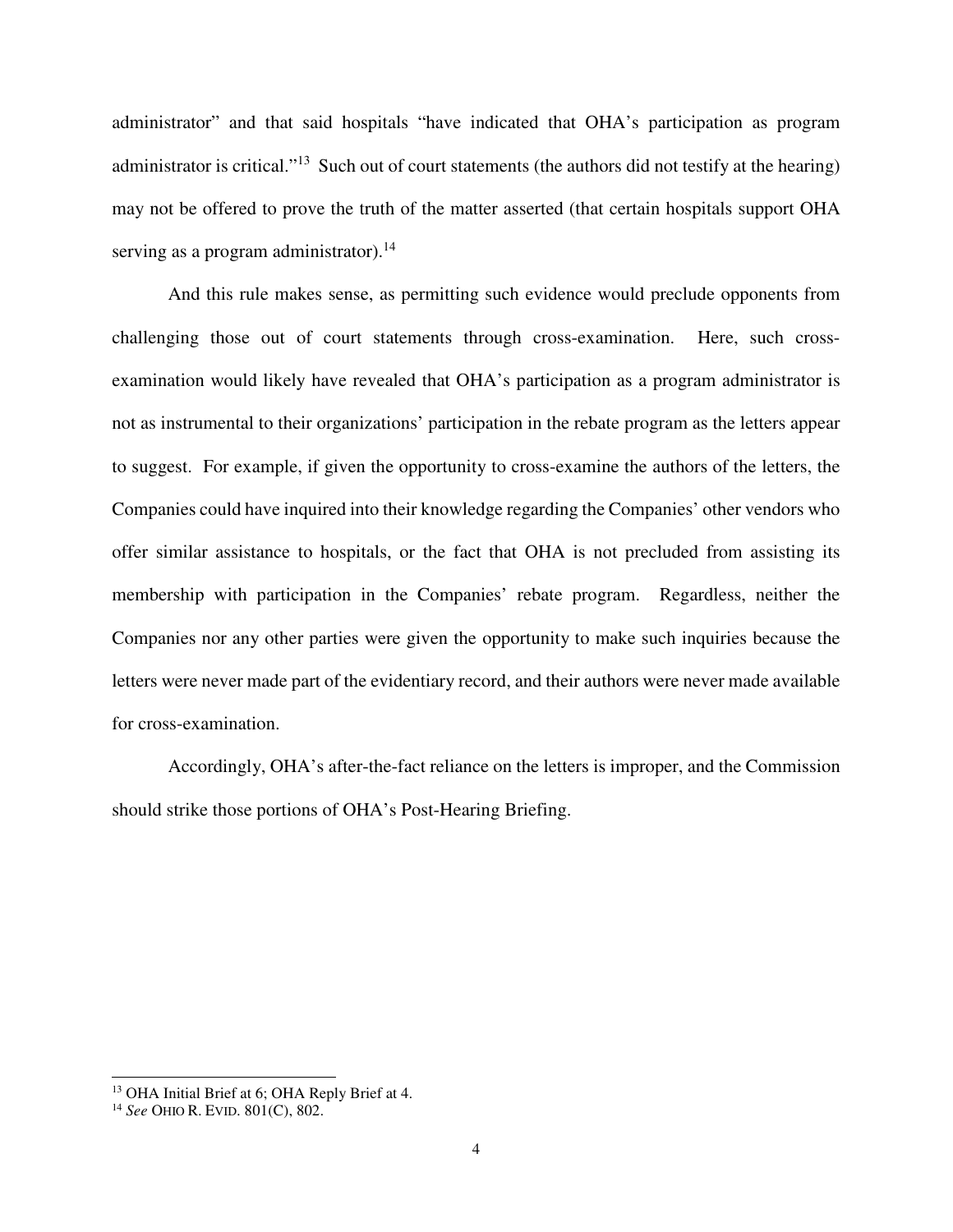administrator" and that said hospitals "have indicated that OHA's participation as program administrator is critical."[13] Such out of court statements (the authors did not testify at the hearing) may not be offered to prove the truth of the matter asserted (that certain hospitals support OHA serving as a program administrator).[14]

And this rule makes sense, as permitting such evidence would preclude opponents from challenging those out of court statements through cross-examination. Here, such cross-examination would likely have revealed that OHA's participation as a program administrator is not as instrumental to their organizations' participation in the rebate program as the letters appear to suggest. For example, if given the opportunity to cross-examine the authors of the letters, the Companies could have inquired into their knowledge regarding the Companies' other vendors who offer similar assistance to hospitals, or the fact that OHA is not precluded from assisting its membership with participation in the Companies' rebate program. Regardless, neither the Companies nor any other parties were given the opportunity to make such inquiries because the letters were never made part of the evidentiary record, and their authors were never made available for cross-examination.

Accordingly, OHA's after-the-fact reliance on the letters is improper, and the Commission should strike those portions of OHA's Post-Hearing Briefing.

---

[13] OHA Initial Brief at 6; OHA Reply Brief at 4.

[14] *See* OHIO R. EVID. 801(C), 802.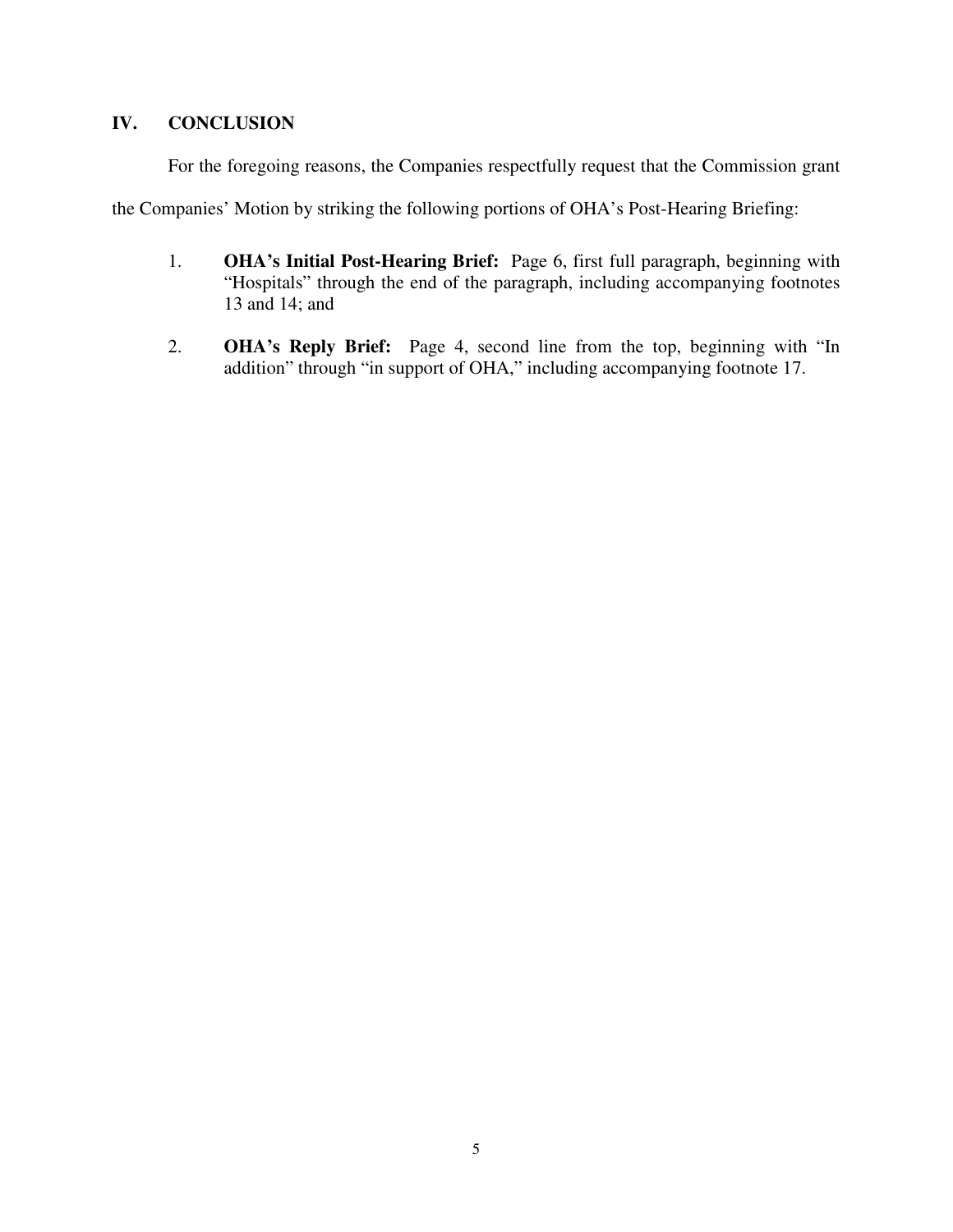## IV. CONCLUSION

For the foregoing reasons, the Companies respectfully request that the Commission grant the Companies' Motion by striking the following portions of OHA's Post-Hearing Briefing:

1. **OHA's Initial Post-Hearing Brief:** Page 6, first full paragraph, beginning with "Hospitals" through the end of the paragraph, including accompanying footnotes 13 and 14; and

2. **OHA's Reply Brief:** Page 4, second line from the top, beginning with "In addition" through "in support of OHA," including accompanying footnote 17.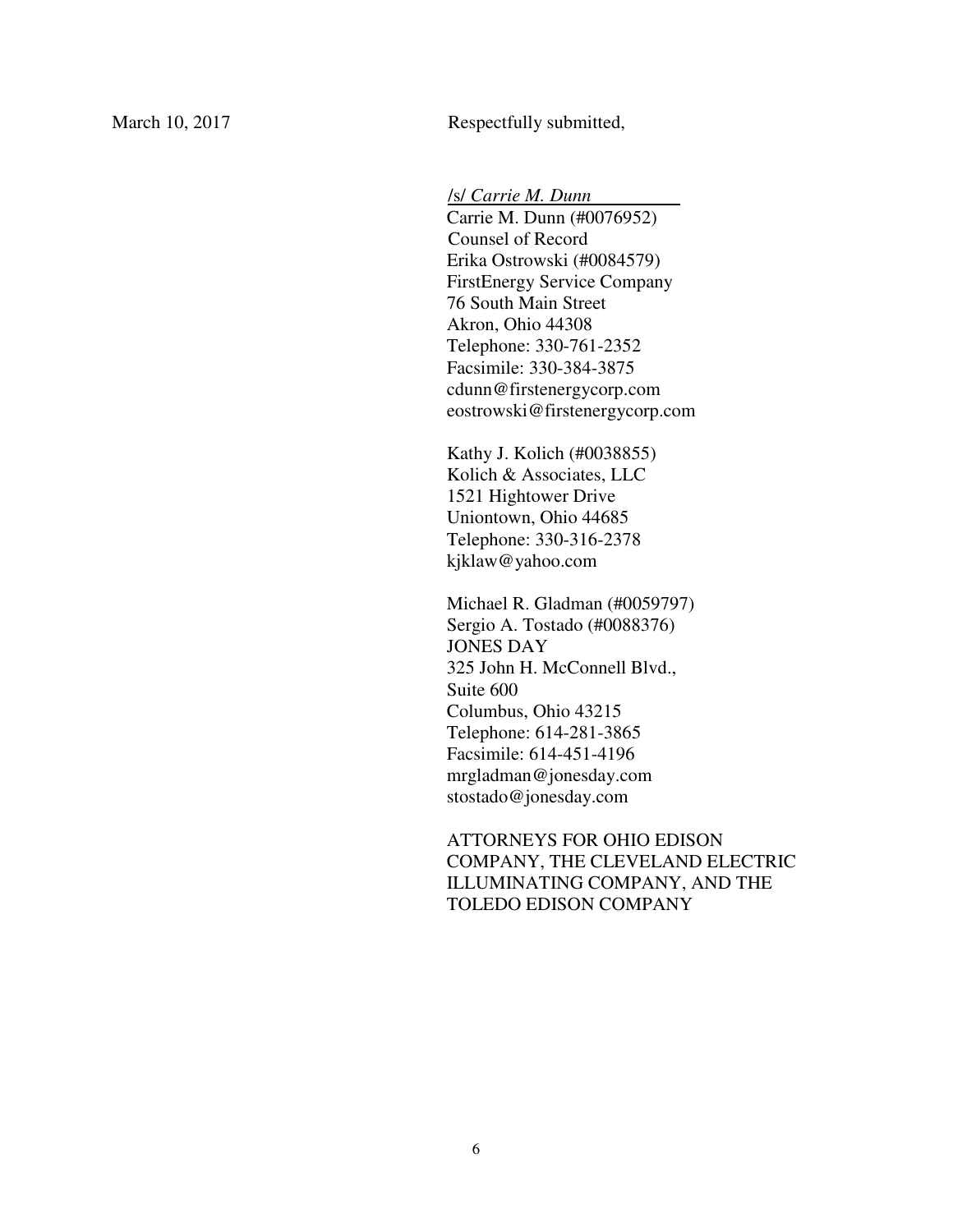March 10, 2017

Respectfully submitted,

/s/ *Carrie M. Dunn*

Carrie M. Dunn (#0076952)
Counsel of Record
Erika Ostrowski (#0084579)
FirstEnergy Service Company
76 South Main Street
Akron, Ohio 44308
Telephone: 330-761-2352
Facsimile: 330-384-3875
cdunn@firstenergycorp.com
eostrowski@firstenergycorp.com

Kathy J. Kolich (#0038855)
Kolich & Associates, LLC
1521 Hightower Drive
Uniontown, Ohio 44685
Telephone: 330-316-2378
kjklaw@yahoo.com

Michael R. Gladman (#0059797)
Sergio A. Tostado (#0088376)
JONES DAY
325 John H. McConnell Blvd.,
Suite 600
Columbus, Ohio 43215
Telephone: 614-281-3865
Facsimile: 614-451-4196
mrgladman@jonesday.com
stostado@jonesday.com

ATTORNEYS FOR OHIO EDISON COMPANY, THE CLEVELAND ELECTRIC ILLUMINATING COMPANY, AND THE TOLEDO EDISON COMPANY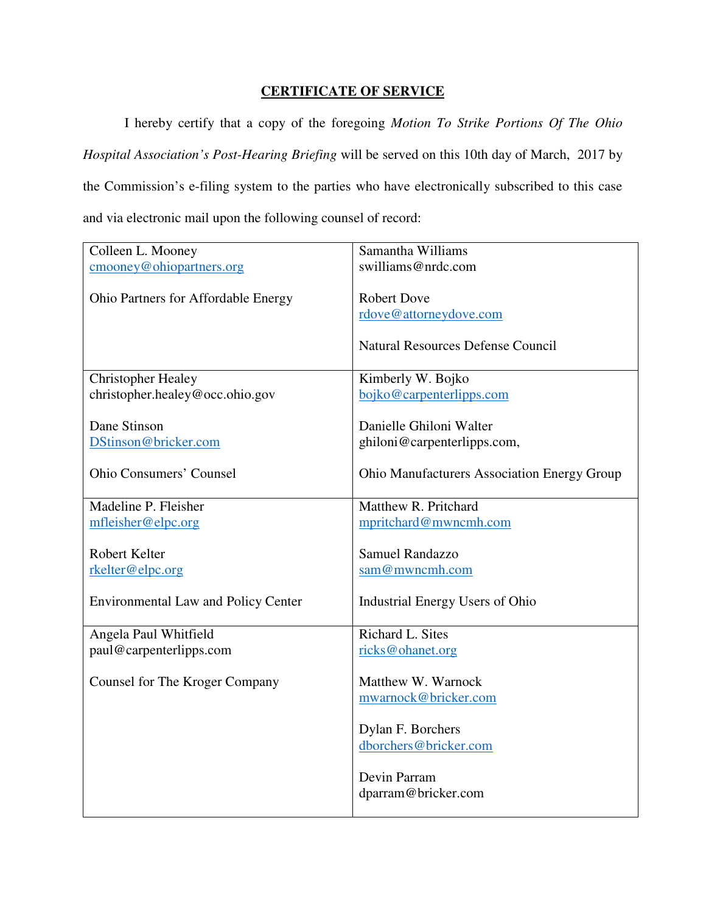## CERTIFICATE OF SERVICE

I hereby certify that a copy of the foregoing *Motion To Strike Portions Of The Ohio Hospital Association's Post-Hearing Briefing* will be served on this 10th day of March, 2017 by the Commission's e-filing system to the parties who have electronically subscribed to this case and via electronic mail upon the following counsel of record:

| | |
|---|---|
| Colleen L. Mooney<br>cmooney@ohiopartners.org<br><br>Ohio Partners for Affordable Energy | Samantha Williams<br>swilliams@nrdc.com<br><br>Robert Dove<br>rdove@attorneydove.com<br><br>Natural Resources Defense Council |
| Christopher Healey<br>christopher.healey@occ.ohio.gov<br><br>Dane Stinson<br>DStinson@bricker.com<br><br>Ohio Consumers' Counsel | Kimberly W. Bojko<br>bojko@carpenterlipps.com<br><br>Danielle Ghiloni Walter<br>ghiloni@carpenterlipps.com,<br><br>Ohio Manufacturers Association Energy Group |
| Madeline P. Fleisher<br>mfleisher@elpc.org<br><br>Robert Kelter<br>rkelter@elpc.org<br><br>Environmental Law and Policy Center | Matthew R. Pritchard<br>mpritchard@mwncmh.com<br><br>Samuel Randazzo<br>sam@mwncmh.com<br><br>Industrial Energy Users of Ohio |
| Angela Paul Whitfield<br>paul@carpenterlipps.com<br><br>Counsel for The Kroger Company | Richard L. Sites<br>ricks@ohanet.org<br><br>Matthew W. Warnock<br>mwarnock@bricker.com<br><br>Dylan F. Borchers<br>dborchers@bricker.com<br><br>Devin Parram<br>dparram@bricker.com |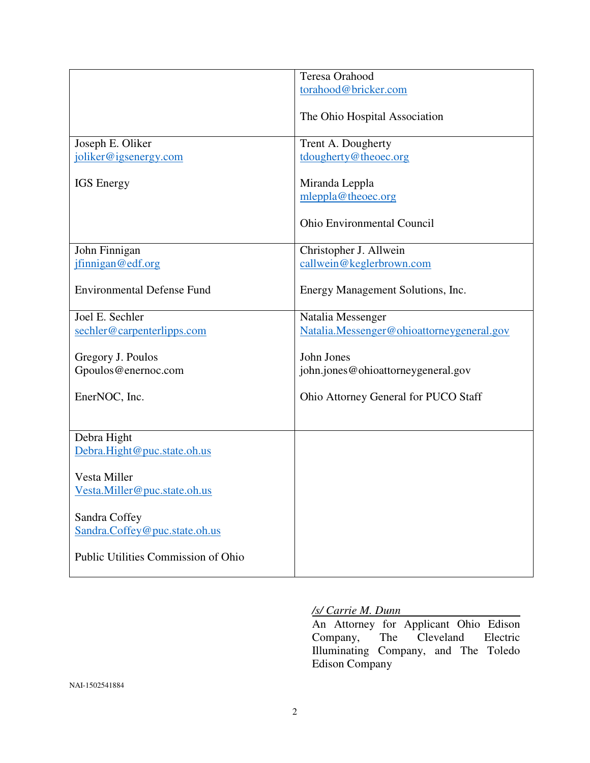| | |
|---|---|
| | Teresa Orahood<br>torahood@bricker.com<br><br>The Ohio Hospital Association |
| Joseph E. Oliker<br>joliker@igsenergy.com<br><br>IGS Energy | Trent A. Dougherty<br>tdougherty@theoec.org<br><br>Miranda Leppla<br>mleppla@theoec.org<br><br>Ohio Environmental Council |
| John Finnigan<br>jfinnigan@edf.org<br><br>Environmental Defense Fund | Christopher J. Allwein<br>callwein@keglerbrown.com<br><br>Energy Management Solutions, Inc. |
| Joel E. Sechler<br>sechler@carpenterlipps.com<br><br>Gregory J. Poulos<br>Gpoulos@enernoc.com<br><br>EnerNOC, Inc. | Natalia Messenger<br>Natalia.Messenger@ohioattorneygeneral.gov<br><br>John Jones<br>john.jones@ohioattorneygeneral.gov<br><br>Ohio Attorney General for PUCO Staff |
| Debra Hight<br>Debra.Hight@puc.state.oh.us<br><br>Vesta Miller<br>Vesta.Miller@puc.state.oh.us<br><br>Sandra Coffey<br>Sandra.Coffey@puc.state.oh.us<br><br>Public Utilities Commission of Ohio | |

*/s/ Carrie M. Dunn*

An Attorney for Applicant Ohio Edison Company, The Cleveland Electric Illuminating Company, and The Toledo Edison Company

NAI-1502541884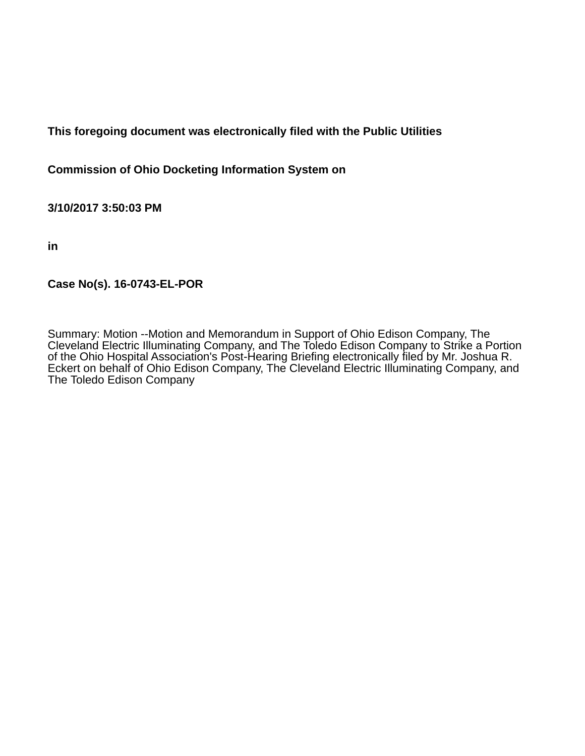**This foregoing document was electronically filed with the Public Utilities**

**Commission of Ohio Docketing Information System on**

**3/10/2017 3:50:03 PM**

**in**

**Case No(s). 16-0743-EL-POR**

Summary: Motion --Motion and Memorandum in Support of Ohio Edison Company, The Cleveland Electric Illuminating Company, and The Toledo Edison Company to Strike a Portion of the Ohio Hospital Association's Post-Hearing Briefing electronically filed by Mr. Joshua R. Eckert on behalf of Ohio Edison Company, The Cleveland Electric Illuminating Company, and The Toledo Edison Company